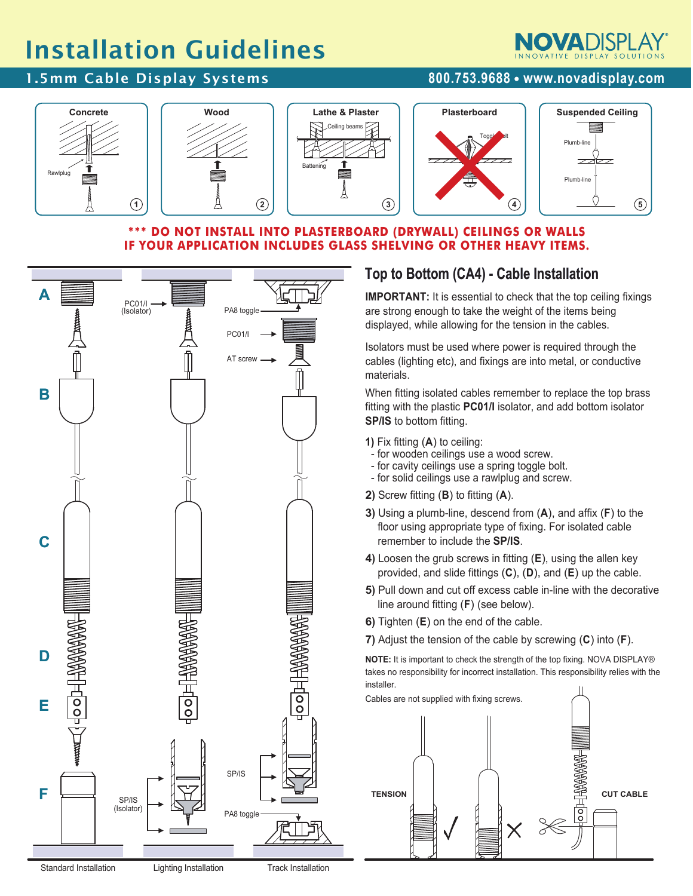# Installation Guidelines

NOVADISPLAY® INNOVATIVE DISPLAY SOLUTIONS

## 1.5mm Cable Display Systems

800.753.9688 • www.novadisplay.com

Concrete — Rawlplug (1)

Wood (2)

Lathe & Plaster — Ceiling beams, Battening (3)

Plasterboard — Toggle bolt (4)

Suspended Ceiling — Plumb-line, Plumb-line (5)

**\*\*\* DO NOT INSTALL INTO PLASTERBOARD (DRYWALL) CEILINGS OR WALLS IF YOUR APPLICATION INCLUDES GLASS SHELVING OR OTHER HEAVY ITEMS.**

A, B, C, D, E, F

PC01/I (Isolator)

PA8 toggle

PC01/I

AT screw

SP/IS

SP/IS (Isolator)

PA8 toggle

Standard Installation — Lighting Installation — Track Installation

## Top to Bottom (CA4) - Cable Installation

**IMPORTANT:** It is essential to check that the top ceiling fixings are strong enough to take the weight of the items being displayed, while allowing for the tension in the cables.

Isolators must be used where power is required through the cables (lighting etc), and fixings are into metal, or conductive materials.

When fitting isolated cables remember to replace the top brass fitting with the plastic **PC01/I** isolator, and add bottom isolator **SP/IS** to bottom fitting.

**1)** Fix fitting (**A**) to ceiling:
- for wooden ceilings use a wood screw.
- for cavity ceilings use a spring toggle bolt.
- for solid ceilings use a rawlplug and screw.

**2)** Screw fitting (**B**) to fitting (**A**).

**3)** Using a plumb-line, descend from (**A**), and affix (**F**) to the floor using appropriate type of fixing. For isolated cable remember to include the **SP/IS**.

**4)** Loosen the grub screws in fitting (**E**), using the allen key provided, and slide fittings (**C**), (**D**), and (**E**) up the cable.

**5)** Pull down and cut off excess cable in-line with the decorative line around fitting (**F**) (see below).

**6)** Tighten (**E**) on the end of the cable.

**7)** Adjust the tension of the cable by screwing (**C**) into (**F**).

**NOTE:** It is important to check the strength of the top fixing. NOVA DISPLAY® takes no responsibility for incorrect installation. This responsibility relies with the installer.

Cables are not supplied with fixing screws.

TENSION ✓ ✗

CUT CABLE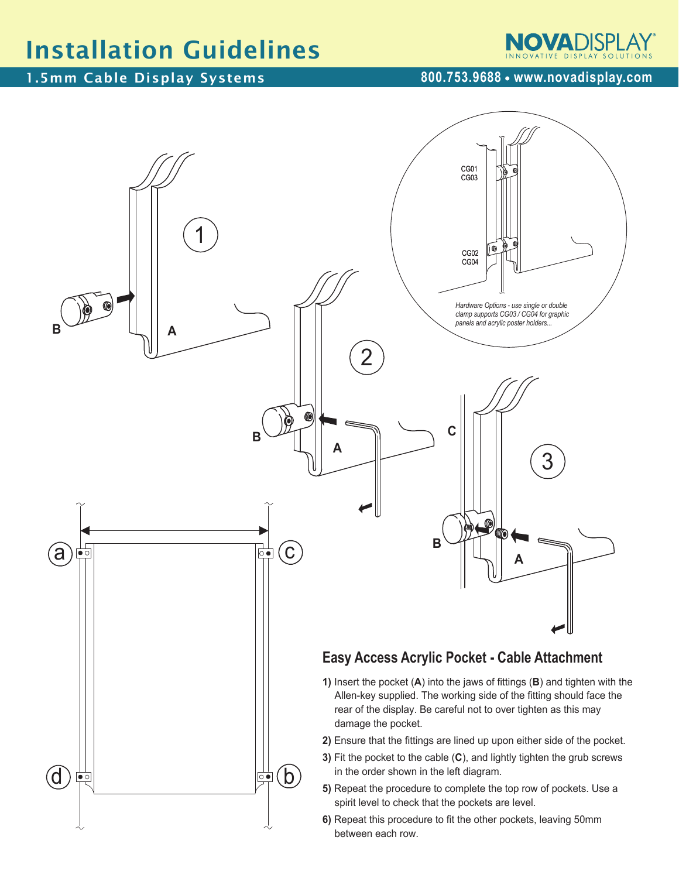# Installation Guidelines

**1.5mm Cable Display Systems**

**800.753.9688 • www.novadisplay.com**

1

B

A

2

B

A

CG01
CG03

CG02
CG04

*Hardware Options - use single or double clamp supports CG03 / CG04 for graphic panels and acrylic poster holders...*

C

3

B

A

a

c

d

b

## Easy Access Acrylic Pocket - Cable Attachment

**1)** Insert the pocket (**A**) into the jaws of fittings (**B**) and tighten with the Allen-key supplied. The working side of the fitting should face the rear of the display. Be careful not to over tighten as this may damage the pocket.

**2)** Ensure that the fittings are lined up upon either side of the pocket.

**3)** Fit the pocket to the cable (**C**), and lightly tighten the grub screws in the order shown in the left diagram.

**5)** Repeat the procedure to complete the top row of pockets. Use a spirit level to check that the pockets are level.

**6)** Repeat this procedure to fit the other pockets, leaving 50mm between each row.